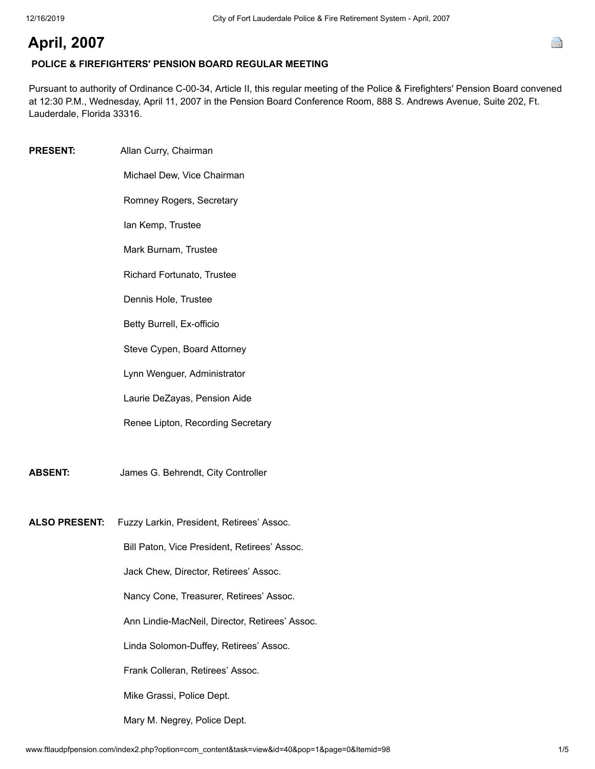# April, 2007

**POLICE & FIREFIGHTERS' PENSION BOARD REGULAR MEETING**

Pursuant to authority of Ordinance C-00-34, Article II, this regular meeting of the Police & Firefighters' Pension Board convened at 12:30 P.M., Wednesday, April 11, 2007 in the Pension Board Conference Room, 888 S. Andrews Avenue, Suite 202, Ft. Lauderdale, Florida 33316.

**PRESENT:** Allan Curry, Chairman

Michael Dew, Vice Chairman

Romney Rogers, Secretary

Ian Kemp, Trustee

Mark Burnam, Trustee

Richard Fortunato, Trustee

Dennis Hole, Trustee

Betty Burrell, Ex-officio

Steve Cypen, Board Attorney

Lynn Wenguer, Administrator

Laurie DeZayas, Pension Aide

Renee Lipton, Recording Secretary

**ABSENT:** James G. Behrendt, City Controller

**ALSO PRESENT:** Fuzzy Larkin, President, Retirees' Assoc.

Bill Paton, Vice President, Retirees' Assoc.

Jack Chew, Director, Retirees' Assoc.

Nancy Cone, Treasurer, Retirees' Assoc.

Ann Lindie-MacNeil, Director, Retirees' Assoc.

Linda Solomon-Duffey, Retirees' Assoc.

Frank Colleran, Retirees' Assoc.

Mike Grassi, Police Dept.

Mary M. Negrey, Police Dept.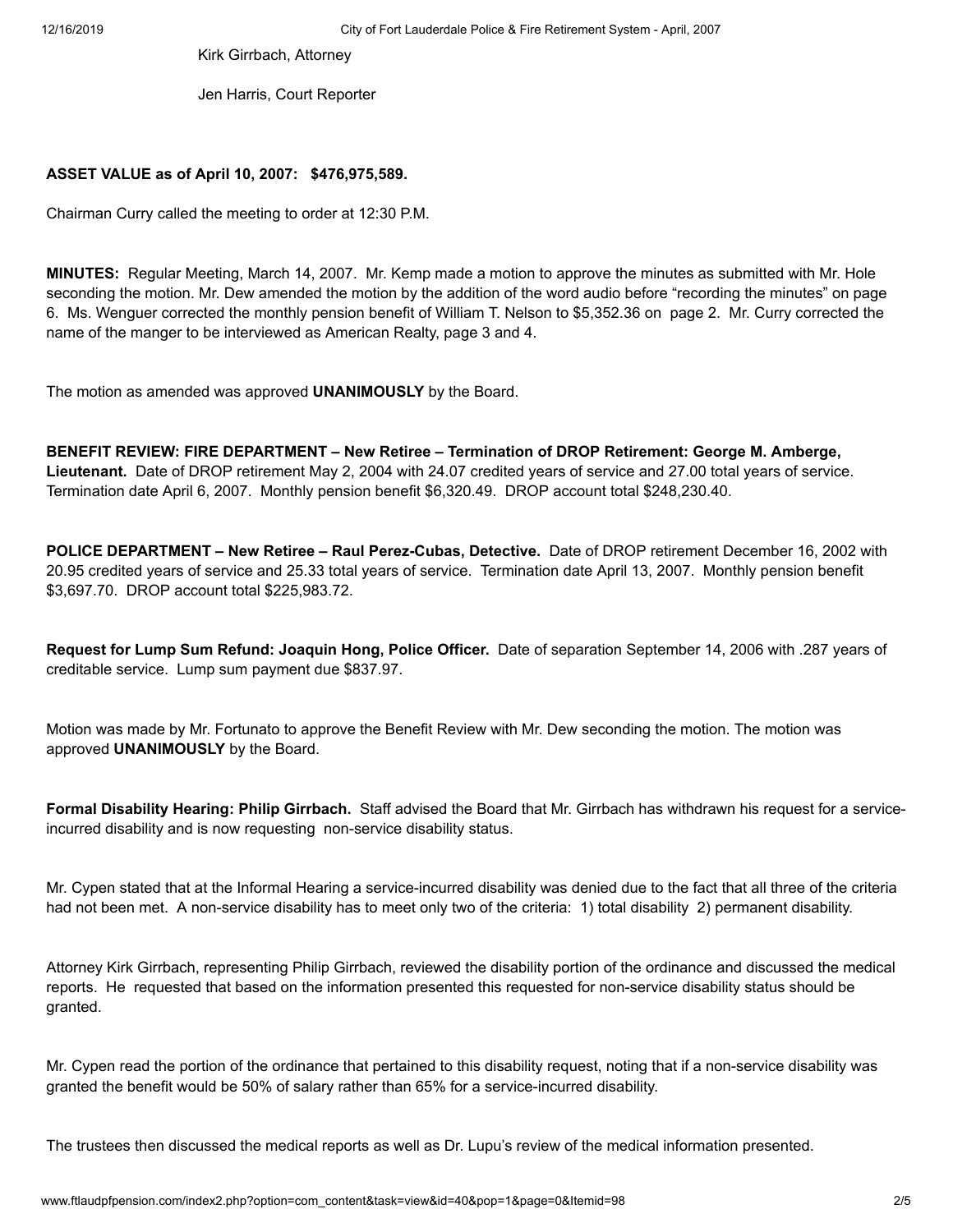Kirk Girrbach, Attorney

Jen Harris, Court Reporter

**ASSET VALUE as of April 10, 2007: $476,975,589.**

Chairman Curry called the meeting to order at 12:30 P.M.

**MINUTES:** Regular Meeting, March 14, 2007. Mr. Kemp made a motion to approve the minutes as submitted with Mr. Hole seconding the motion. Mr. Dew amended the motion by the addition of the word audio before "recording the minutes" on page 6. Ms. Wenguer corrected the monthly pension benefit of William T. Nelson to $5,352.36 on page 2. Mr. Curry corrected the name of the manger to be interviewed as American Realty, page 3 and 4.

The motion as amended was approved **UNANIMOUSLY** by the Board.

**BENEFIT REVIEW: FIRE DEPARTMENT – New Retiree – Termination of DROP Retirement: George M. Amberge, Lieutenant.** Date of DROP retirement May 2, 2004 with 24.07 credited years of service and 27.00 total years of service. Termination date April 6, 2007. Monthly pension benefit $6,320.49. DROP account total $248,230.40.

**POLICE DEPARTMENT – New Retiree – Raul Perez-Cubas, Detective.** Date of DROP retirement December 16, 2002 with 20.95 credited years of service and 25.33 total years of service. Termination date April 13, 2007. Monthly pension benefit $3,697.70. DROP account total $225,983.72.

**Request for Lump Sum Refund: Joaquin Hong, Police Officer.** Date of separation September 14, 2006 with .287 years of creditable service. Lump sum payment due $837.97.

Motion was made by Mr. Fortunato to approve the Benefit Review with Mr. Dew seconding the motion. The motion was approved **UNANIMOUSLY** by the Board.

**Formal Disability Hearing: Philip Girrbach.** Staff advised the Board that Mr. Girrbach has withdrawn his request for a service-incurred disability and is now requesting non-service disability status.

Mr. Cypen stated that at the Informal Hearing a service-incurred disability was denied due to the fact that all three of the criteria had not been met. A non-service disability has to meet only two of the criteria: 1) total disability 2) permanent disability.

Attorney Kirk Girrbach, representing Philip Girrbach, reviewed the disability portion of the ordinance and discussed the medical reports. He requested that based on the information presented this requested for non-service disability status should be granted.

Mr. Cypen read the portion of the ordinance that pertained to this disability request, noting that if a non-service disability was granted the benefit would be 50% of salary rather than 65% for a service-incurred disability.

The trustees then discussed the medical reports as well as Dr. Lupu's review of the medical information presented.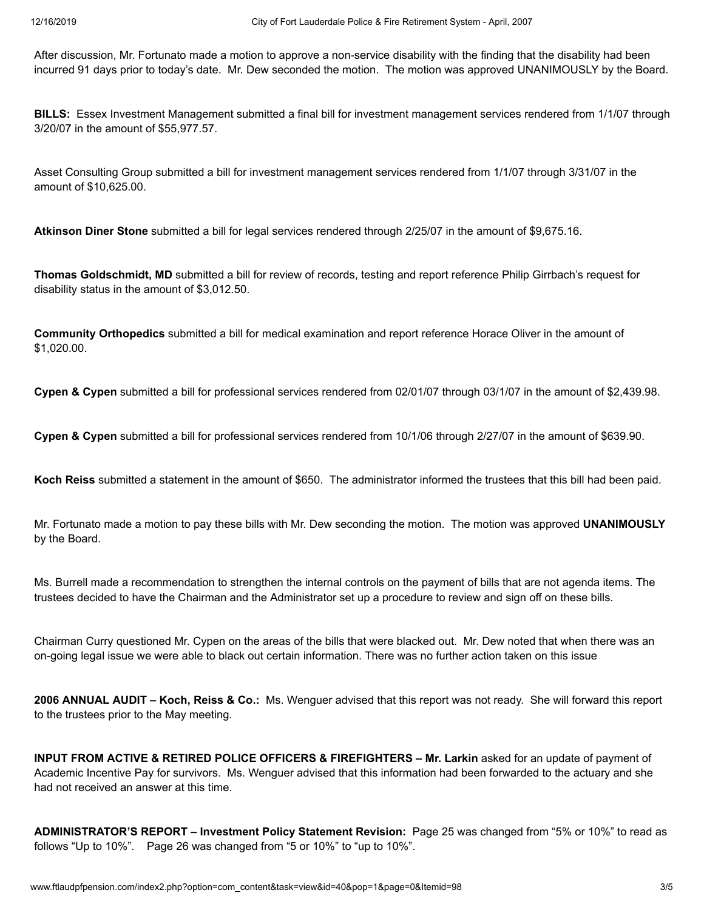After discussion, Mr. Fortunato made a motion to approve a non-service disability with the finding that the disability had been incurred 91 days prior to today's date. Mr. Dew seconded the motion. The motion was approved UNANIMOUSLY by the Board.

**BILLS:** Essex Investment Management submitted a final bill for investment management services rendered from 1/1/07 through 3/20/07 in the amount of $55,977.57.

Asset Consulting Group submitted a bill for investment management services rendered from 1/1/07 through 3/31/07 in the amount of $10,625.00.

**Atkinson Diner Stone** submitted a bill for legal services rendered through 2/25/07 in the amount of $9,675.16.

**Thomas Goldschmidt, MD** submitted a bill for review of records, testing and report reference Philip Girrbach's request for disability status in the amount of $3,012.50.

**Community Orthopedics** submitted a bill for medical examination and report reference Horace Oliver in the amount of $1,020.00.

**Cypen & Cypen** submitted a bill for professional services rendered from 02/01/07 through 03/1/07 in the amount of $2,439.98.

**Cypen & Cypen** submitted a bill for professional services rendered from 10/1/06 through 2/27/07 in the amount of $639.90.

**Koch Reiss** submitted a statement in the amount of $650. The administrator informed the trustees that this bill had been paid.

Mr. Fortunato made a motion to pay these bills with Mr. Dew seconding the motion. The motion was approved **UNANIMOUSLY** by the Board.

Ms. Burrell made a recommendation to strengthen the internal controls on the payment of bills that are not agenda items. The trustees decided to have the Chairman and the Administrator set up a procedure to review and sign off on these bills.

Chairman Curry questioned Mr. Cypen on the areas of the bills that were blacked out. Mr. Dew noted that when there was an on-going legal issue we were able to black out certain information. There was no further action taken on this issue

**2006 ANNUAL AUDIT – Koch, Reiss & Co.:** Ms. Wenguer advised that this report was not ready. She will forward this report to the trustees prior to the May meeting.

**INPUT FROM ACTIVE & RETIRED POLICE OFFICERS & FIREFIGHTERS – Mr. Larkin** asked for an update of payment of Academic Incentive Pay for survivors. Ms. Wenguer advised that this information had been forwarded to the actuary and she had not received an answer at this time.

**ADMINISTRATOR'S REPORT – Investment Policy Statement Revision:** Page 25 was changed from "5% or 10%" to read as follows "Up to 10%". Page 26 was changed from "5 or 10%" to "up to 10%".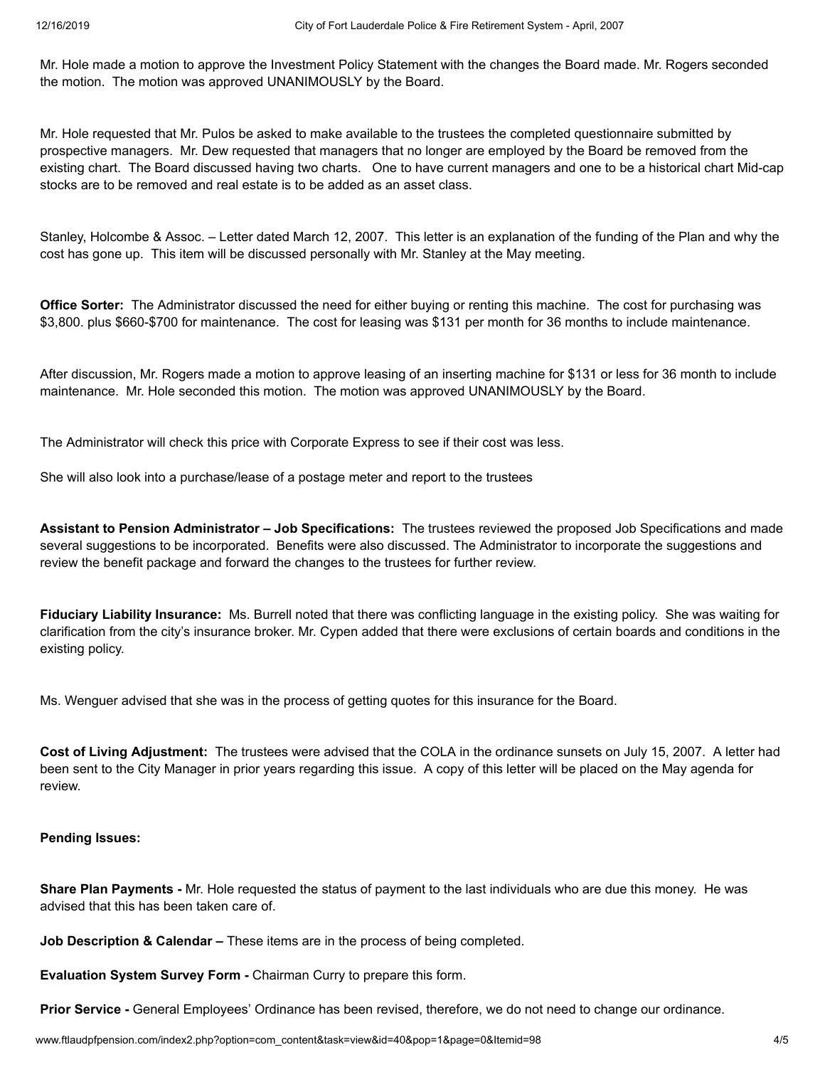Mr. Hole made a motion to approve the Investment Policy Statement with the changes the Board made. Mr. Rogers seconded the motion. The motion was approved UNANIMOUSLY by the Board.

Mr. Hole requested that Mr. Pulos be asked to make available to the trustees the completed questionnaire submitted by prospective managers. Mr. Dew requested that managers that no longer are employed by the Board be removed from the existing chart. The Board discussed having two charts. One to have current managers and one to be a historical chart Mid-cap stocks are to be removed and real estate is to be added as an asset class.

Stanley, Holcombe & Assoc. – Letter dated March 12, 2007. This letter is an explanation of the funding of the Plan and why the cost has gone up. This item will be discussed personally with Mr. Stanley at the May meeting.

**Office Sorter:** The Administrator discussed the need for either buying or renting this machine. The cost for purchasing was $3,800. plus $660-$700 for maintenance. The cost for leasing was $131 per month for 36 months to include maintenance.

After discussion, Mr. Rogers made a motion to approve leasing of an inserting machine for $131 or less for 36 month to include maintenance. Mr. Hole seconded this motion. The motion was approved UNANIMOUSLY by the Board.

The Administrator will check this price with Corporate Express to see if their cost was less.

She will also look into a purchase/lease of a postage meter and report to the trustees

**Assistant to Pension Administrator – Job Specifications:** The trustees reviewed the proposed Job Specifications and made several suggestions to be incorporated. Benefits were also discussed. The Administrator to incorporate the suggestions and review the benefit package and forward the changes to the trustees for further review.

**Fiduciary Liability Insurance:** Ms. Burrell noted that there was conflicting language in the existing policy. She was waiting for clarification from the city's insurance broker. Mr. Cypen added that there were exclusions of certain boards and conditions in the existing policy.

Ms. Wenguer advised that she was in the process of getting quotes for this insurance for the Board.

**Cost of Living Adjustment:** The trustees were advised that the COLA in the ordinance sunsets on July 15, 2007. A letter had been sent to the City Manager in prior years regarding this issue. A copy of this letter will be placed on the May agenda for review.

**Pending Issues:**

**Share Plan Payments -** Mr. Hole requested the status of payment to the last individuals who are due this money. He was advised that this has been taken care of.

**Job Description & Calendar –** These items are in the process of being completed.

**Evaluation System Survey Form -** Chairman Curry to prepare this form.

**Prior Service -** General Employees' Ordinance has been revised, therefore, we do not need to change our ordinance.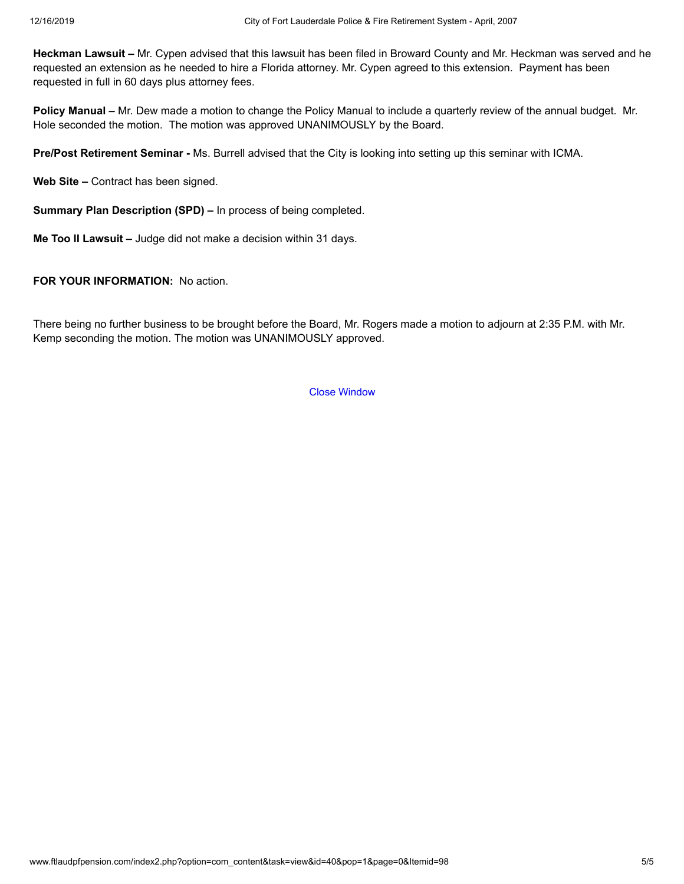**Heckman Lawsuit –** Mr. Cypen advised that this lawsuit has been filed in Broward County and Mr. Heckman was served and he requested an extension as he needed to hire a Florida attorney. Mr. Cypen agreed to this extension. Payment has been requested in full in 60 days plus attorney fees.

**Policy Manual –** Mr. Dew made a motion to change the Policy Manual to include a quarterly review of the annual budget. Mr. Hole seconded the motion. The motion was approved UNANIMOUSLY by the Board.

**Pre/Post Retirement Seminar -** Ms. Burrell advised that the City is looking into setting up this seminar with ICMA.

**Web Site –** Contract has been signed.

**Summary Plan Description (SPD) –** In process of being completed.

**Me Too II Lawsuit –** Judge did not make a decision within 31 days.

**FOR YOUR INFORMATION:** No action.

There being no further business to be brought before the Board, Mr. Rogers made a motion to adjourn at 2:35 P.M. with Mr. Kemp seconding the motion. The motion was UNANIMOUSLY approved.

Close Window